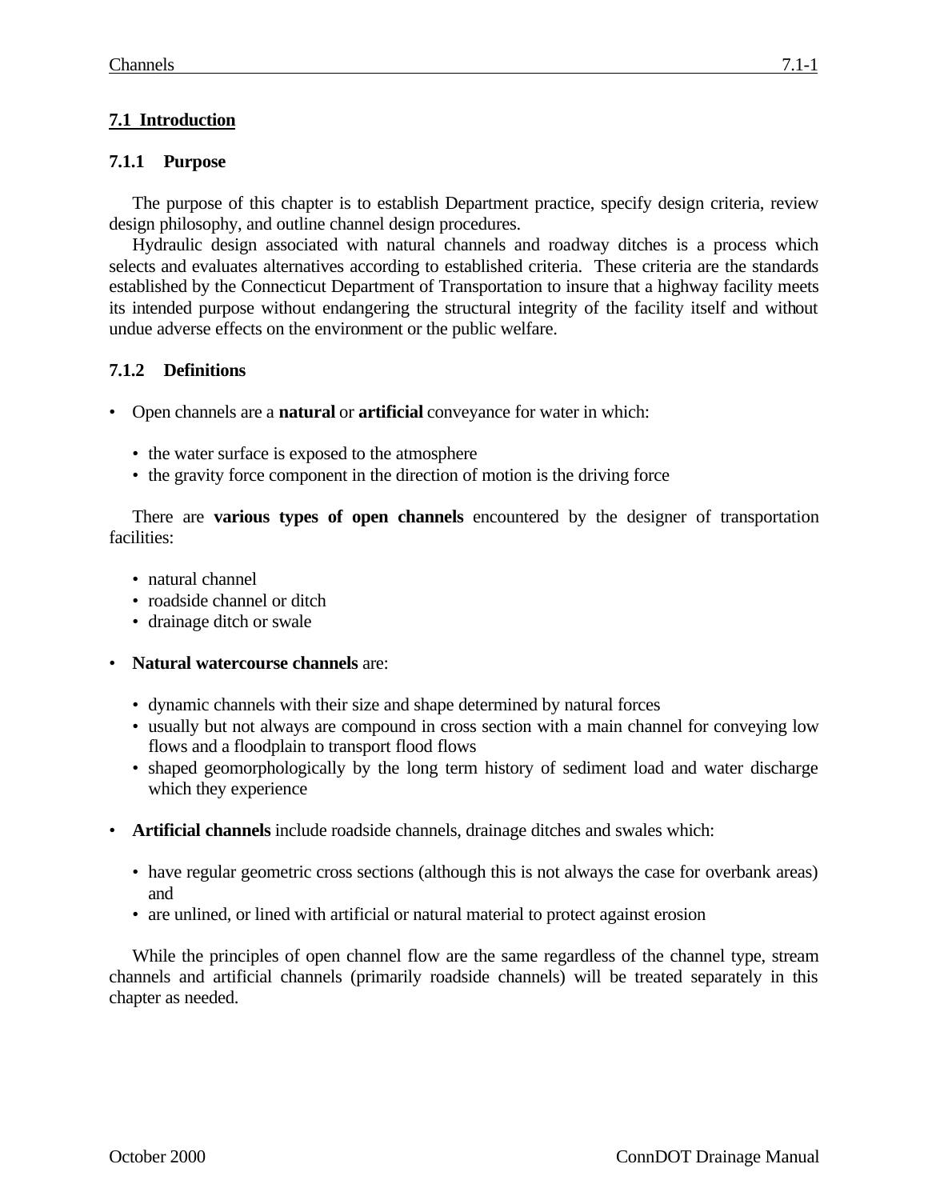## 7.1 Introduction

### 7.1.1 Purpose

The purpose of this chapter is to establish Department practice, specify design criteria, review design philosophy, and outline channel design procedures.

Hydraulic design associated with natural channels and roadway ditches is a process which selects and evaluates alternatives according to established criteria. These criteria are the standards established by the Connecticut Department of Transportation to insure that a highway facility meets its intended purpose without endangering the structural integrity of the facility itself and without undue adverse effects on the environment or the public welfare.

### 7.1.2 Definitions

- Open channels are a **natural** or **artificial** conveyance for water in which:

  - the water surface is exposed to the atmosphere
  - the gravity force component in the direction of motion is the driving force

  There are **various types of open channels** encountered by the designer of transportation facilities:

  - natural channel
  - roadside channel or ditch
  - drainage ditch or swale

- **Natural watercourse channels** are:

  - dynamic channels with their size and shape determined by natural forces
  - usually but not always are compound in cross section with a main channel for conveying low flows and a floodplain to transport flood flows
  - shaped geomorphologically by the long term history of sediment load and water discharge which they experience

- **Artificial channels** include roadside channels, drainage ditches and swales which:

  - have regular geometric cross sections (although this is not always the case for overbank areas) and
  - are unlined, or lined with artificial or natural material to protect against erosion

While the principles of open channel flow are the same regardless of the channel type, stream channels and artificial channels (primarily roadside channels) will be treated separately in this chapter as needed.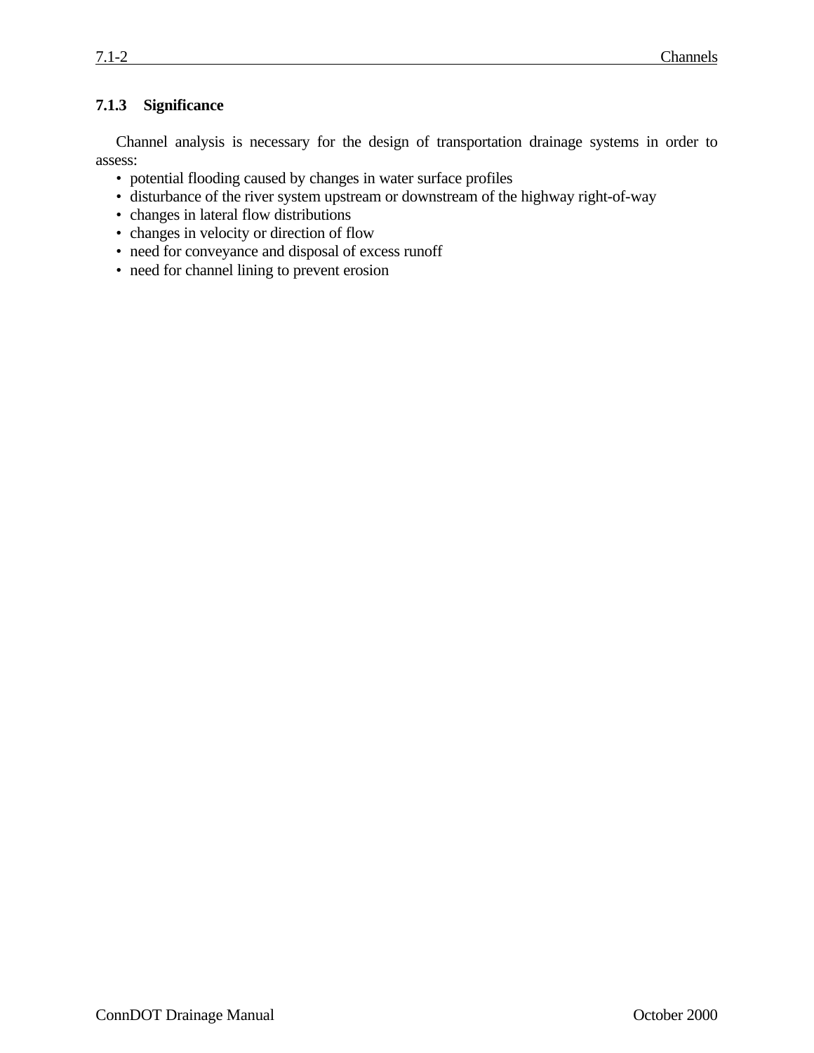### 7.1.3 Significance

Channel analysis is necessary for the design of transportation drainage systems in order to assess:

- potential flooding caused by changes in water surface profiles
- disturbance of the river system upstream or downstream of the highway right-of-way
- changes in lateral flow distributions
- changes in velocity or direction of flow
- need for conveyance and disposal of excess runoff
- need for channel lining to prevent erosion